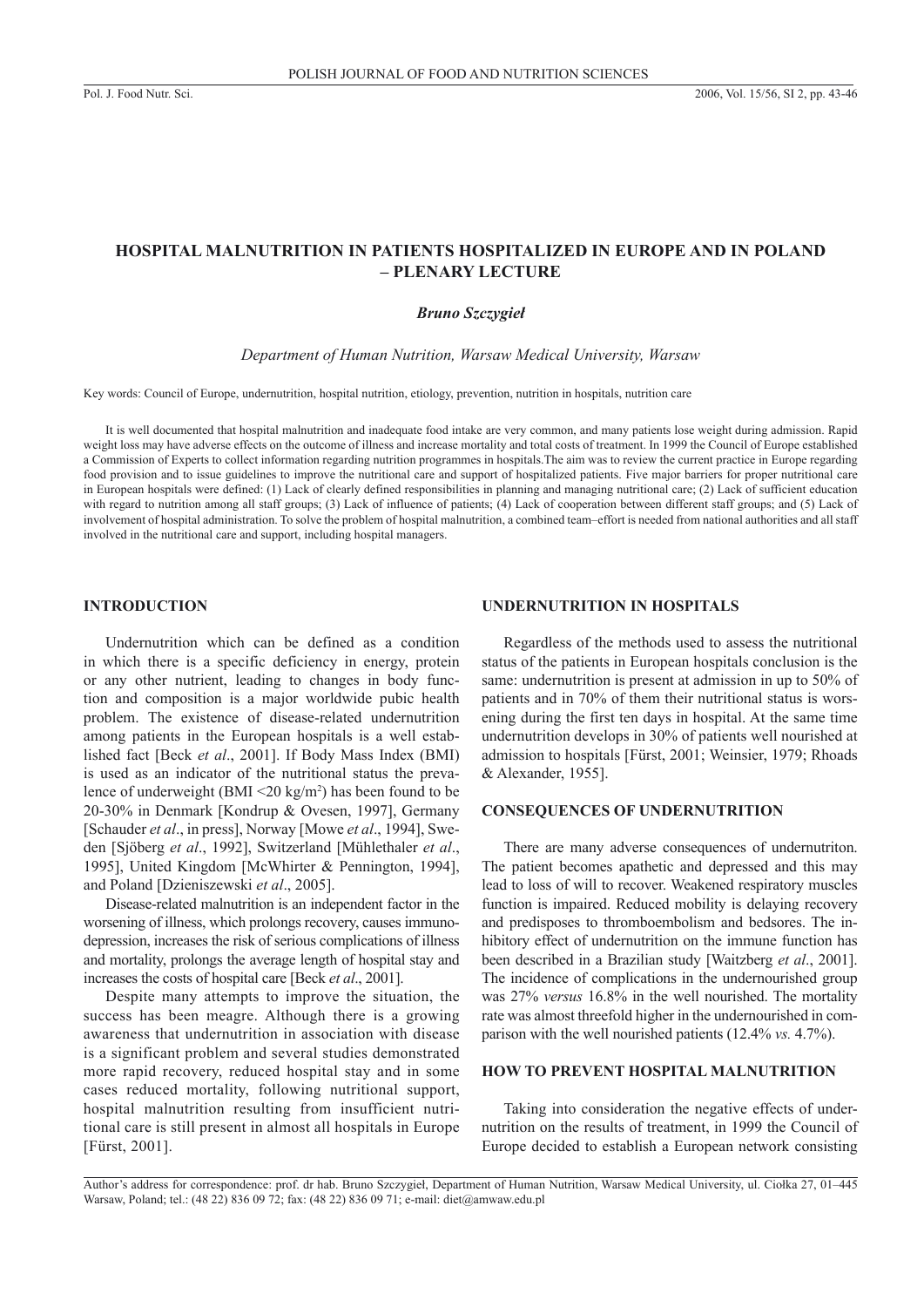# HOSPITAL MALNUTRITION IN PATIENTS HOSPITALIZED IN EUROPE AND IN POLAND – PLENARY LECTURE

***Bruno Szczygieł***

*Department of Human Nutrition, Warsaw Medical University, Warsaw*

Key words: Council of Europe, undernutrition, hospital nutrition, etiology, prevention, nutrition in hospitals, nutrition care

It is well documented that hospital malnutrition and inadequate food intake are very common, and many patients lose weight during admission. Rapid weight loss may have adverse effects on the outcome of illness and increase mortality and total costs of treatment. In 1999 the Council of Europe established a Commission of Experts to collect information regarding nutrition programmes in hospitals.The aim was to review the current practice in Europe regarding food provision and to issue guidelines to improve the nutritional care and support of hospitalized patients. Five major barriers for proper nutritional care in European hospitals were defined: (1) Lack of clearly defined responsibilities in planning and managing nutritional care; (2) Lack of sufficient education with regard to nutrition among all staff groups; (3) Lack of influence of patients; (4) Lack of cooperation between different staff groups; and (5) Lack of involvement of hospital administration. To solve the problem of hospital malnutrition, a combined team–effort is needed from national authorities and all staff involved in the nutritional care and support, including hospital managers.

## INTRODUCTION

Undernutrition which can be defined as a condition in which there is a specific deficiency in energy, protein or any other nutrient, leading to changes in body function and composition is a major worldwide pubic health problem. The existence of disease-related undernutrition among patients in the European hospitals is a well established fact [Beck *et al*., 2001]. If Body Mass Index (BMI) is used as an indicator of the nutritional status the prevalence of underweight (BMI <20 kg/m$^2$) has been found to be 20-30% in Denmark [Kondrup & Ovesen, 1997], Germany [Schauder *et al*., in press], Norway [Mowe *et al*., 1994], Sweden [Sjöberg *et al*., 1992], Switzerland [Mühlethaler *et al*., 1995], United Kingdom [McWhirter & Pennington, 1994], and Poland [Dzieniszewski *et al*., 2005].

Disease-related malnutrition is an independent factor in the worsening of illness, which prolongs recovery, causes immunodepression, increases the risk of serious complications of illness and mortality, prolongs the average length of hospital stay and increases the costs of hospital care [Beck *et al*., 2001].

Despite many attempts to improve the situation, the success has been meagre. Although there is a growing awareness that undernutrition in association with disease is a significant problem and several studies demonstrated more rapid recovery, reduced hospital stay and in some cases reduced mortality, following nutritional support, hospital malnutrition resulting from insufficient nutritional care is still present in almost all hospitals in Europe [Fürst, 2001].

## UNDERNUTRITION IN HOSPITALS

Regardless of the methods used to assess the nutritional status of the patients in European hospitals conclusion is the same: undernutrition is present at admission in up to 50% of patients and in 70% of them their nutritional status is worsening during the first ten days in hospital. At the same time undernutrition develops in 30% of patients well nourished at admission to hospitals [Fürst, 2001; Weinsier, 1979; Rhoads & Alexander, 1955].

## CONSEQUENCES OF UNDERNUTRITION

There are many adverse consequences of undernutriton. The patient becomes apathetic and depressed and this may lead to loss of will to recover. Weakened respiratory muscles function is impaired. Reduced mobility is delaying recovery and predisposes to thromboembolism and bedsores. The inhibitory effect of undernutrition on the immune function has been described in a Brazilian study [Waitzberg *et al*., 2001]. The incidence of complications in the undernourished group was 27% *versus* 16.8% in the well nourished. The mortality rate was almost threefold higher in the undernourished in comparison with the well nourished patients (12.4% *vs.* 4.7%).

## HOW TO PREVENT HOSPITAL MALNUTRITION

Taking into consideration the negative effects of undernutrition on the results of treatment, in 1999 the Council of Europe decided to establish a European network consisting

Author's address for correspondence: prof. dr hab. Bruno Szczygieł, Department of Human Nutrition, Warsaw Medical University, ul. Ciołka 27, 01–445 Warsaw, Poland; tel.: (48 22) 836 09 72; fax: (48 22) 836 09 71; e-mail: diet@amwaw.edu.pl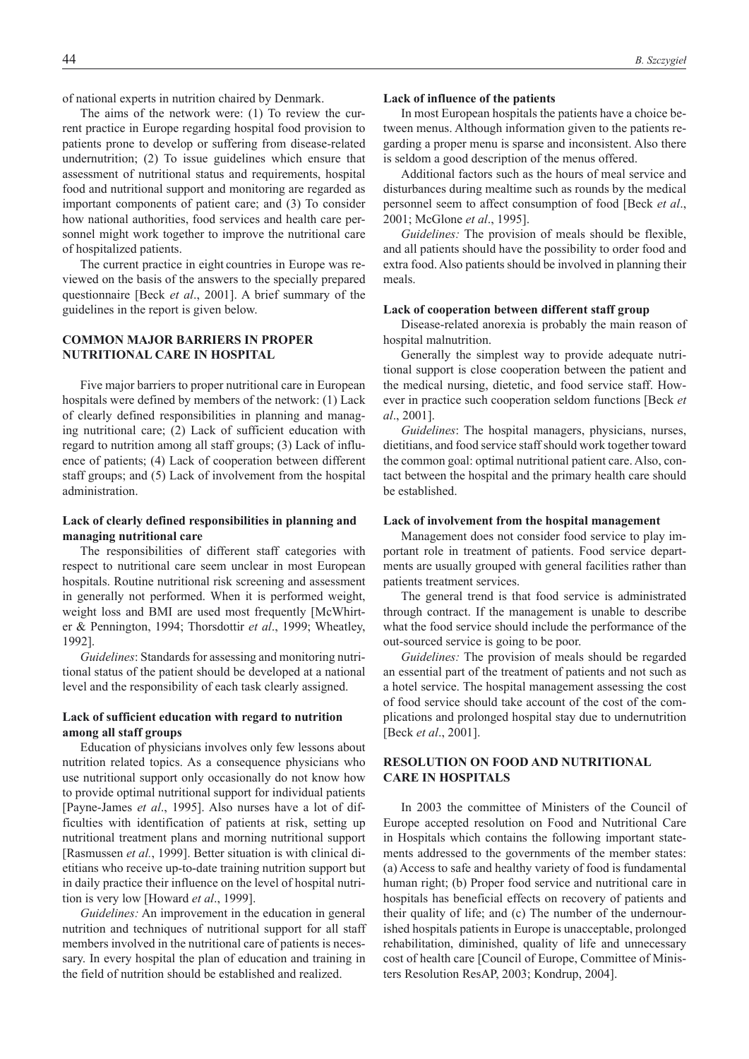of national experts in nutrition chaired by Denmark.

The aims of the network were: (1) To review the current practice in Europe regarding hospital food provision to patients prone to develop or suffering from disease-related undernutrition; (2) To issue guidelines which ensure that assessment of nutritional status and requirements, hospital food and nutritional support and monitoring are regarded as important components of patient care; and (3) To consider how national authorities, food services and health care personnel might work together to improve the nutritional care of hospitalized patients.

The current practice in eight countries in Europe was reviewed on the basis of the answers to the specially prepared questionnaire [Beck *et al*., 2001]. A brief summary of the guidelines in the report is given below.

## COMMON MAJOR BARRIERS IN PROPER NUTRITIONAL CARE IN HOSPITAL

Five major barriers to proper nutritional care in European hospitals were defined by members of the network: (1) Lack of clearly defined responsibilities in planning and managing nutritional care; (2) Lack of sufficient education with regard to nutrition among all staff groups; (3) Lack of influence of patients; (4) Lack of cooperation between different staff groups; and (5) Lack of involvement from the hospital administration.

### Lack of clearly defined responsibilities in planning and managing nutritional care

The responsibilities of different staff categories with respect to nutritional care seem unclear in most European hospitals. Routine nutritional risk screening and assessment in generally not performed. When it is performed weight, weight loss and BMI are used most frequently [McWhirter & Pennington, 1994; Thorsdottir *et al*., 1999; Wheatley, 1992].

*Guidelines*: Standards for assessing and monitoring nutritional status of the patient should be developed at a national level and the responsibility of each task clearly assigned.

### Lack of sufficient education with regard to nutrition among all staff groups

Education of physicians involves only few lessons about nutrition related topics. As a consequence physicians who use nutritional support only occasionally do not know how to provide optimal nutritional support for individual patients [Payne-James *et al*., 1995]. Also nurses have a lot of difficulties with identification of patients at risk, setting up nutritional treatment plans and morning nutritional support [Rasmussen *et al.*, 1999]. Better situation is with clinical dietitians who receive up-to-date training nutrition support but in daily practice their influence on the level of hospital nutrition is very low [Howard *et al*., 1999].

*Guidelines:* An improvement in the education in general nutrition and techniques of nutritional support for all staff members involved in the nutritional care of patients is necessary. In every hospital the plan of education and training in the field of nutrition should be established and realized.

### Lack of influence of the patients

In most European hospitals the patients have a choice between menus. Although information given to the patients regarding a proper menu is sparse and inconsistent. Also there is seldom a good description of the menus offered.

Additional factors such as the hours of meal service and disturbances during mealtime such as rounds by the medical personnel seem to affect consumption of food [Beck *et al*., 2001; McGlone *et al*., 1995].

*Guidelines:* The provision of meals should be flexible, and all patients should have the possibility to order food and extra food. Also patients should be involved in planning their meals.

### Lack of cooperation between different staff group

Disease-related anorexia is probably the main reason of hospital malnutrition.

Generally the simplest way to provide adequate nutritional support is close cooperation between the patient and the medical nursing, dietetic, and food service staff. However in practice such cooperation seldom functions [Beck *et al*., 2001].

*Guidelines*: The hospital managers, physicians, nurses, dietitians, and food service staff should work together toward the common goal: optimal nutritional patient care. Also, contact between the hospital and the primary health care should be established.

### Lack of involvement from the hospital management

Management does not consider food service to play important role in treatment of patients. Food service departments are usually grouped with general facilities rather than patients treatment services.

The general trend is that food service is administrated through contract. If the management is unable to describe what the food service should include the performance of the out-sourced service is going to be poor.

*Guidelines:* The provision of meals should be regarded an essential part of the treatment of patients and not such as a hotel service. The hospital management assessing the cost of food service should take account of the cost of the complications and prolonged hospital stay due to undernutrition [Beck *et al*., 2001].

## RESOLUTION ON FOOD AND NUTRITIONAL CARE IN HOSPITALS

In 2003 the committee of Ministers of the Council of Europe accepted resolution on Food and Nutritional Care in Hospitals which contains the following important statements addressed to the governments of the member states: (a) Access to safe and healthy variety of food is fundamental human right; (b) Proper food service and nutritional care in hospitals has beneficial effects on recovery of patients and their quality of life; and (c) The number of the undernourished hospitals patients in Europe is unacceptable, prolonged rehabilitation, diminished, quality of life and unnecessary cost of health care [Council of Europe, Committee of Ministers Resolution ResAP, 2003; Kondrup, 2004].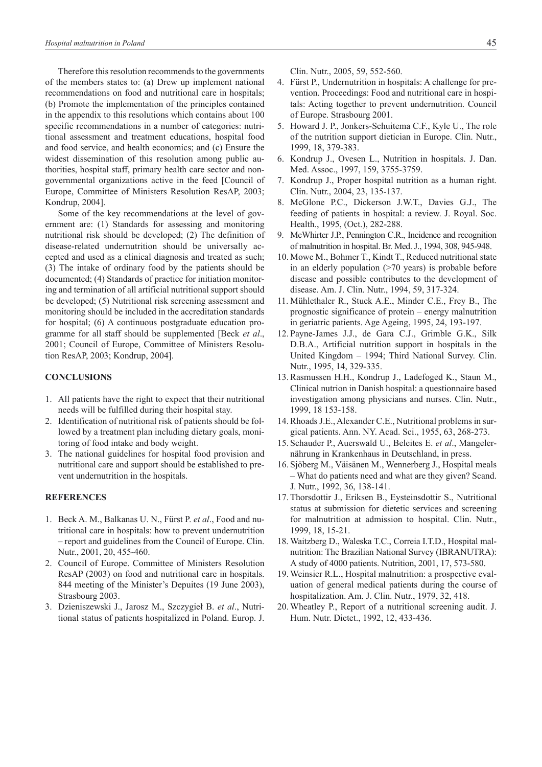Therefore this resolution recommends to the governments of the members states to: (a) Drew up implement national recommendations on food and nutritional care in hospitals; (b) Promote the implementation of the principles contained in the appendix to this resolutions which contains about 100 specific recommendations in a number of categories: nutritional assessment and treatment educations, hospital food and food service, and health economics; and (c) Ensure the widest dissemination of this resolution among public authorities, hospital staff, primary health care sector and non-governmental organizations active in the feed [Council of Europe, Committee of Ministers Resolution ResAP, 2003; Kondrup, 2004].

Some of the key recommendations at the level of government are: (1) Standards for assessing and monitoring nutritional risk should be developed; (2) The definition of disease-related undernutrition should be universally accepted and used as a clinical diagnosis and treated as such; (3) The intake of ordinary food by the patients should be documented; (4) Standards of practice for initiation monitoring and termination of all artificial nutritional support should be developed; (5) Nutritional risk screening assessment and monitoring should be included in the accreditation standards for hospital; (6) A continuous postgraduate education programme for all staff should be supplemented [Beck *et al*., 2001; Council of Europe, Committee of Ministers Resolution ResAP, 2003; Kondrup, 2004].

## CONCLUSIONS

1. All patients have the right to expect that their nutritional needs will be fulfilled during their hospital stay.
2. Identification of nutritional risk of patients should be followed by a treatment plan including dietary goals, monitoring of food intake and body weight.
3. The national guidelines for hospital food provision and nutritional care and support should be established to prevent undernutrition in the hospitals.

## REFERENCES

1. Beck A. M., Balkanas U. N., Fürst P. *et al*., Food and nutritional care in hospitals: how to prevent undernutrition – report and guidelines from the Council of Europe. Clin. Nutr., 2001, 20, 455-460.
2. Council of Europe. Committee of Ministers Resolution ResAP (2003) on food and nutritional care in hospitals. 844 meeting of the Minister's Depuites (19 June 2003), Strasbourg 2003.
3. Dzieniszewski J., Jarosz M., Szczygieł B. *et al*., Nutritional status of patients hospitalized in Poland. Europ. J. Clin. Nutr., 2005, 59, 552-560.
4. Fürst P., Undernutrition in hospitals: A challenge for prevention. Proceedings: Food and nutritional care in hospitals: Acting together to prevent undernutrition. Council of Europe. Strasbourg 2001.
5. Howard J. P., Jonkers-Schuitema C.F., Kyle U., The role of the nutrition support dietician in Europe. Clin. Nutr., 1999, 18, 379-383.
6. Kondrup J., Ovesen L., Nutrition in hospitals. J. Dan. Med. Assoc., 1997, 159, 3755-3759.
7. Kondrup J., Proper hospital nutrition as a human right. Clin. Nutr., 2004, 23, 135-137.
8. McGlone P.C., Dickerson J.W.T., Davies G.J., The feeding of patients in hospital: a review. J. Royal. Soc. Health., 1995, (Oct.), 282-288.
9. McWhirter J.P., Pennington C.R., Incidence and recognition of malnutrition in hospital. Br. Med. J., 1994, 308, 945-948.
10. Mowe M., Bohmer T., Kindt T., Reduced nutritional state in an elderly population (>70 years) is probable before disease and possible contributes to the development of disease. Am. J. Clin. Nutr., 1994, 59, 317-324.
11. Mühlethaler R., Stuck A.E., Minder C.E., Frey B., The prognostic significance of protein – energy malnutrition in geriatric patients. Age Ageing, 1995, 24, 193-197.
12. Payne-James J.J., de Gara C.J., Grimble G.K., Silk D.B.A., Artificial nutrition support in hospitals in the United Kingdom – 1994; Third National Survey. Clin. Nutr., 1995, 14, 329-335.
13. Rasmussen H.H., Kondrup J., Ladefoged K., Staun M., Clinical nutrion in Danish hospital: a questionnaire based investigation among physicians and nurses. Clin. Nutr., 1999, 18 153-158.
14. Rhoads J.E., Alexander C.E., Nutritional problems in surgical patients. Ann. NY. Acad. Sci., 1955, 63, 268-273.
15. Schauder P., Auerswald U., Beleites E. *et al*., Mangelernährung in Krankenhaus in Deutschland, in press.
16. Sjöberg M., Väisänen M., Wennerberg J., Hospital meals – What do patients need and what are they given? Scand. J. Nutr., 1992, 36, 138-141.
17. Thorsdottir J., Eriksen B., Eysteinsdottir S., Nutritional status at submission for dietetic services and screening for malnutrition at admission to hospital. Clin. Nutr., 1999, 18, 15-21.
18. Waitzberg D., Waleska T.C., Correia I.T.D., Hospital malnutrition: The Brazilian National Survey (IBRANUTRA): A study of 4000 patients. Nutrition, 2001, 17, 573-580.
19. Weinsier R.L., Hospital malnutrition: a prospective evaluation of general medical patients during the course of hospitalization. Am. J. Clin. Nutr., 1979, 32, 418.
20. Wheatley P., Report of a nutritional screening audit. J. Hum. Nutr. Dietet., 1992, 12, 433-436.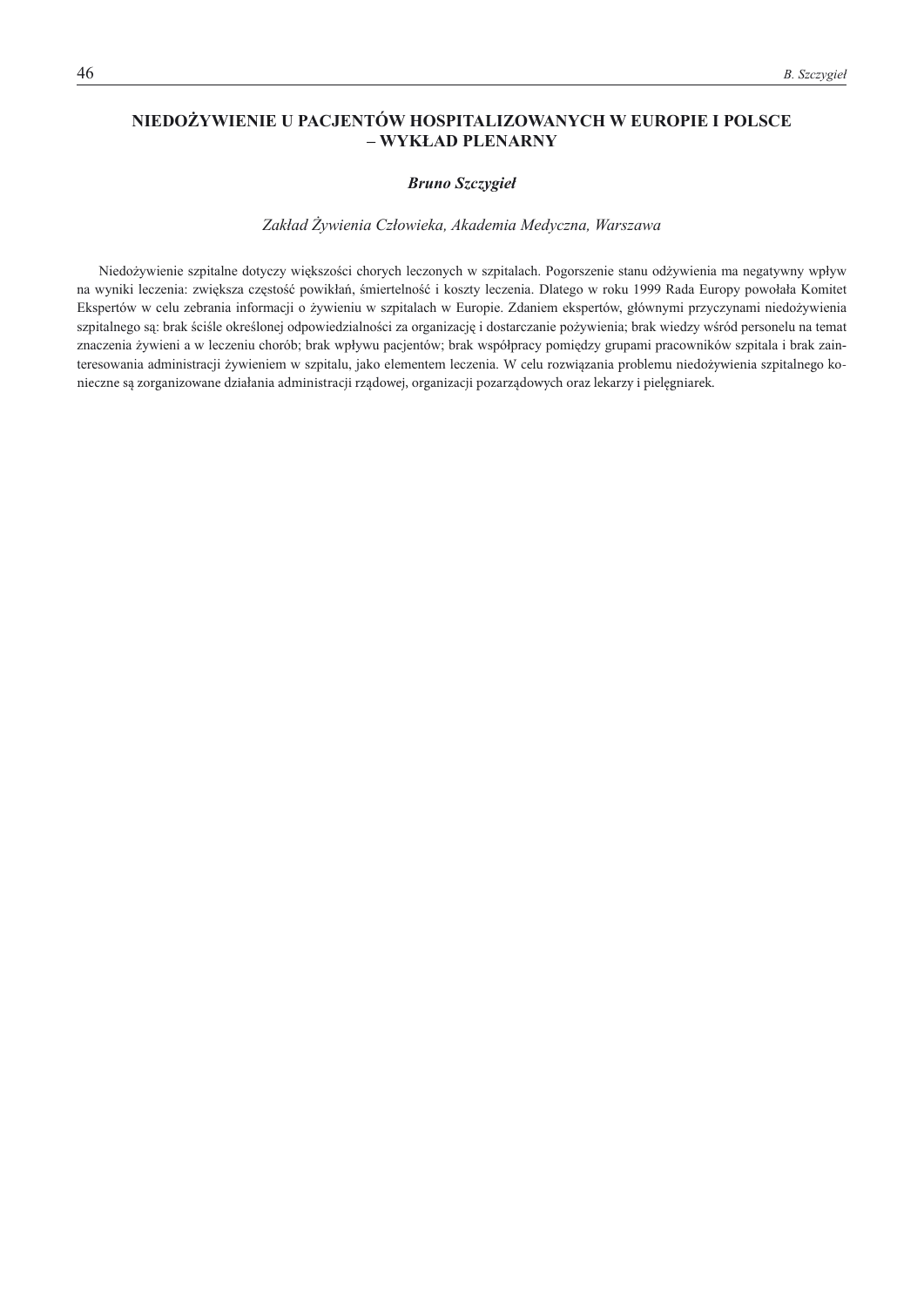## NIEDOŻYWIENIE U PACJENTÓW HOSPITALIZOWANYCH W EUROPIE I POLSCE – WYKŁAD PLENARNY

***Bruno Szczygieł***

*Zakład Żywienia Człowieka, Akademia Medyczna, Warszawa*

Niedożywienie szpitalne dotyczy większości chorych leczonych w szpitalach. Pogorszenie stanu odżywienia ma negatywny wpływ na wyniki leczenia: zwiększa częstość powikłań, śmiertelność i koszty leczenia. Dlatego w roku 1999 Rada Europy powołała Komitet Ekspertów w celu zebrania informacji o żywieniu w szpitalach w Europie. Zdaniem ekspertów, głównymi przyczynami niedożywienia szpitalnego są: brak ściśle określonej odpowiedzialności za organizację i dostarczanie pożywienia; brak wiedzy wśród personelu na temat znaczenia żywieni a w leczeniu chorób; brak wpływu pacjentów; brak współpracy pomiędzy grupami pracowników szpitala i brak zainteresowania administracji żywieniem w szpitalu, jako elementem leczenia. W celu rozwiązania problemu niedożywienia szpitalnego konieczne są zorganizowane działania administracji rządowej, organizacji pozarządowych oraz lekarzy i pielęgniarek.